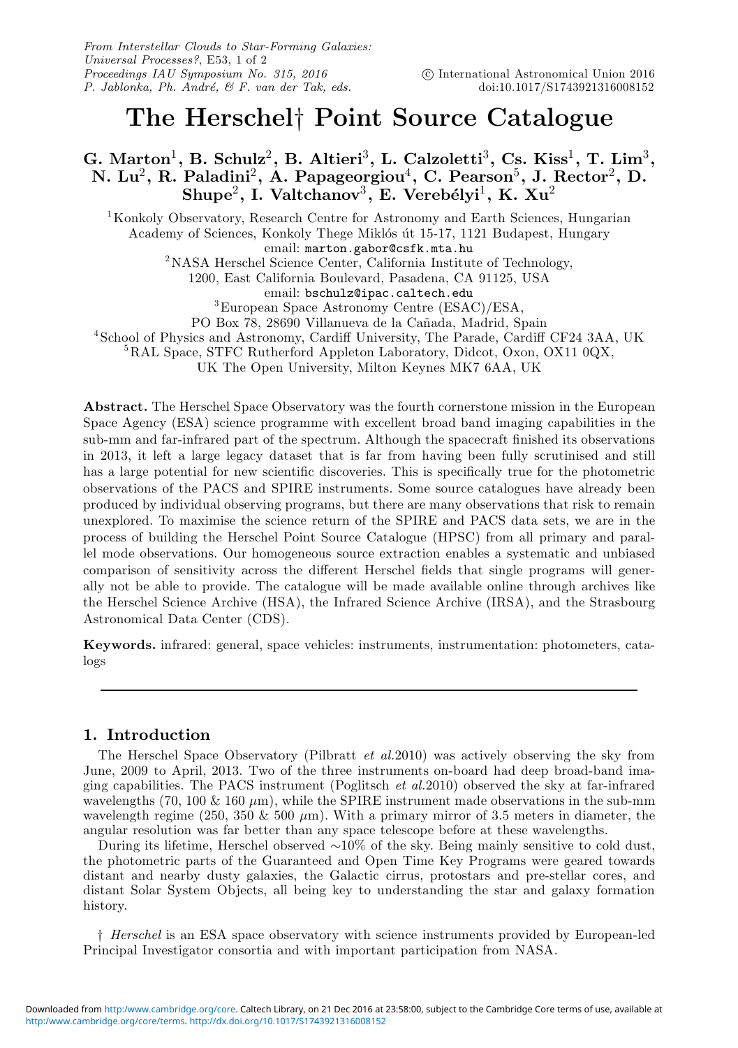# The Herschel† Point Source Catalogue

**G. Marton[1], B. Schulz[2], B. Altieri[3], L. Calzoletti[3], Cs. Kiss[1], T. Lim[3], N. Lu[2], R. Paladini[2], A. Papageorgiou[4], C. Pearson[5], J. Rector[2], D. Shupe[2], I. Valtchanov[3], E. Verebélyi[1], K. Xu[2]**

[1]Konkoly Observatory, Research Centre for Astronomy and Earth Sciences, Hungarian Academy of Sciences, Konkoly Thege Miklós út 15-17, 1121 Budapest, Hungary
email: marton.gabor@csfk.mta.hu

[2]NASA Herschel Science Center, California Institute of Technology, 1200, East California Boulevard, Pasadena, CA 91125, USA
email: bschulz@ipac.caltech.edu

[3]European Space Astronomy Centre (ESAC)/ESA, PO Box 78, 28690 Villanueva de la Cañada, Madrid, Spain

[4]School of Physics and Astronomy, Cardiff University, The Parade, Cardiff CF24 3AA, UK

[5]RAL Space, STFC Rutherford Appleton Laboratory, Didcot, Oxon, OX11 0QX, UK The Open University, Milton Keynes MK7 6AA, UK

**Abstract.** The Herschel Space Observatory was the fourth cornerstone mission in the European Space Agency (ESA) science programme with excellent broad band imaging capabilities in the sub-mm and far-infrared part of the spectrum. Although the spacecraft finished its observations in 2013, it left a large legacy dataset that is far from having been fully scrutinised and still has a large potential for new scientific discoveries. This is specifically true for the photometric observations of the PACS and SPIRE instruments. Some source catalogues have already been produced by individual observing programs, but there are many observations that risk to remain unexplored. To maximise the science return of the SPIRE and PACS data sets, we are in the process of building the Herschel Point Source Catalogue (HPSC) from all primary and parallel mode observations. Our homogeneous source extraction enables a systematic and unbiased comparison of sensitivity across the different Herschel fields that single programs will generally not be able to provide. The catalogue will be made available online through archives like the Herschel Science Archive (HSA), the Infrared Science Archive (IRSA), and the Strasbourg Astronomical Data Center (CDS).

**Keywords.** infrared: general, space vehicles: instruments, instrumentation: photometers, catalogs

## 1. Introduction

The Herschel Space Observatory (Pilbratt *et al.*2010) was actively observing the sky from June, 2009 to April, 2013. Two of the three instruments on-board had deep broad-band imaging capabilities. The PACS instrument (Poglitsch *et al.*2010) observed the sky at far-infrared wavelengths (70, 100 & 160 $\mu$m), while the SPIRE instrument made observations in the sub-mm wavelength regime (250, 350 & 500 $\mu$m). With a primary mirror of 3.5 meters in diameter, the angular resolution was far better than any space telescope before at these wavelengths.

During its lifetime, Herschel observed $\sim$10% of the sky. Being mainly sensitive to cold dust, the photometric parts of the Guaranteed and Open Time Key Programs were geared towards distant and nearby dusty galaxies, the Galactic cirrus, protostars and pre-stellar cores, and distant Solar System Objects, all being key to understanding the star and galaxy formation history.

† *Herschel* is an ESA space observatory with science instruments provided by European-led Principal Investigator consortia and with important participation from NASA.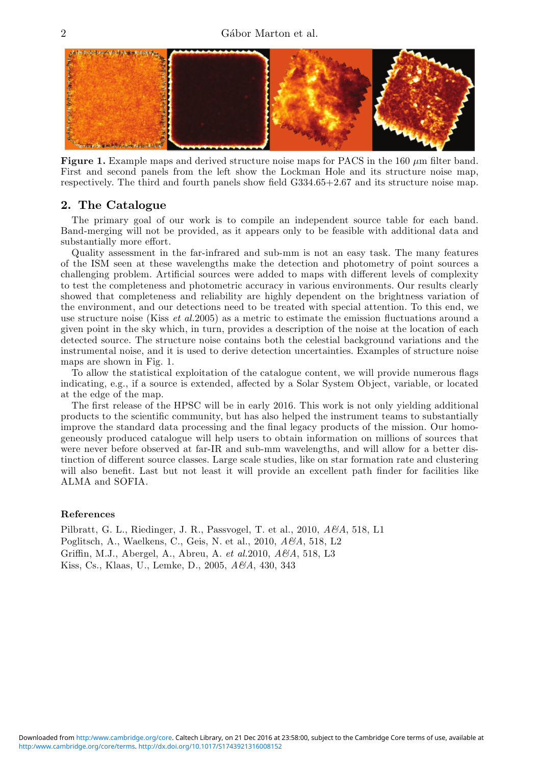**Figure 1.** Example maps and derived structure noise maps for PACS in the 160 $\mu$m filter band. First and second panels from the left show the Lockman Hole and its structure noise map, respectively. The third and fourth panels show field G334.65+2.67 and its structure noise map.

## 2. The Catalogue

The primary goal of our work is to compile an independent source table for each band. Band-merging will not be provided, as it appears only to be feasible with additional data and substantially more effort.

Quality assessment in the far-infrared and sub-mm is not an easy task. The many features of the ISM seen at these wavelengths make the detection and photometry of point sources a challenging problem. Artificial sources were added to maps with different levels of complexity to test the completeness and photometric accuracy in various environments. Our results clearly showed that completeness and reliability are highly dependent on the brightness variation of the environment, and our detections need to be treated with special attention. To this end, we use structure noise (Kiss *et al.*2005) as a metric to estimate the emission fluctuations around a given point in the sky which, in turn, provides a description of the noise at the location of each detected source. The structure noise contains both the celestial background variations and the instrumental noise, and it is used to derive detection uncertainties. Examples of structure noise maps are shown in Fig. 1.

To allow the statistical exploitation of the catalogue content, we will provide numerous flags indicating, e.g., if a source is extended, affected by a Solar System Object, variable, or located at the edge of the map.

The first release of the HPSC will be in early 2016. This work is not only yielding additional products to the scientific community, but has also helped the instrument teams to substantially improve the standard data processing and the final legacy products of the mission. Our homogeneously produced catalogue will help users to obtain information on millions of sources that were never before observed at far-IR and sub-mm wavelengths, and will allow for a better distinction of different source classes. Large scale studies, like on star formation rate and clustering will also benefit. Last but not least it will provide an excellent path finder for facilities like ALMA and SOFIA.

### References

Pilbratt, G. L., Riedinger, J. R., Passvogel, T. et al., 2010, *A&A*, 518, L1

Poglitsch, A., Waelkens, C., Geis, N. et al., 2010, *A&A*, 518, L2

Griffin, M.J., Abergel, A., Abreu, A. *et al.*2010, *A&A*, 518, L3

Kiss, Cs., Klaas, U., Lemke, D., 2005, *A&A*, 430, 343

Downloaded from http://www.cambridge.org/core. Caltech Library, on 21 Dec 2016 at 23:58:00, subject to the Cambridge Core terms of use, available at http://www.cambridge.org/core/terms. http://dx.doi.org/10.1017/S1743921316008152